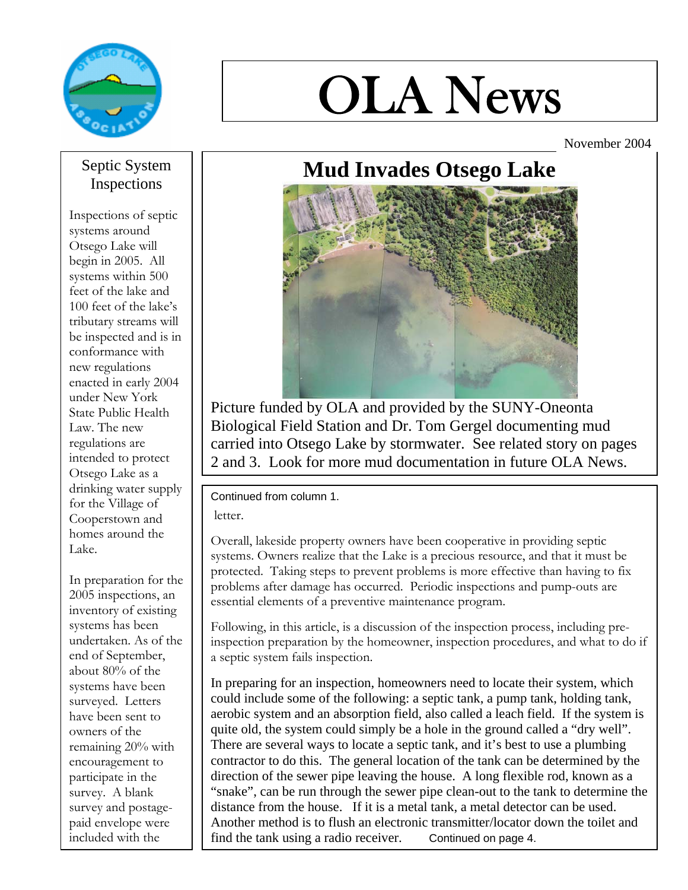# OLA News

November 2004

## Mud Invades Otsego Lake

Picture funded by OLA and provided by the SUNY-Oneonta Biological Field Station and Dr. Tom Gergel documenting mud carried into Otsego Lake by stormwater. See related story on pages 2 and 3. Look for more mud documentation in future OLA News.

## Septic System Inspections

Inspections of septic systems around Otsego Lake will begin in 2005. All systems within 500 feet of the lake and 100 feet of the lake's tributary streams will be inspected and is in conformance with new regulations enacted in early 2004 under New York State Public Health Law. The new regulations are intended to protect Otsego Lake as a drinking water supply for the Village of Cooperstown and homes around the Lake.

In preparation for the 2005 inspections, an inventory of existing systems has been undertaken. As of the end of September, about 80% of the systems have been surveyed. Letters have been sent to owners of the remaining 20% with encouragement to participate in the survey. A blank survey and postage-paid envelope were included with the letter.

Overall, lakeside property owners have been cooperative in providing septic systems. Owners realize that the Lake is a precious resource, and that it must be protected. Taking steps to prevent problems is more effective than having to fix problems after damage has occurred. Periodic inspections and pump-outs are essential elements of a preventive maintenance program.

Following, in this article, is a discussion of the inspection process, including pre-inspection preparation by the homeowner, inspection procedures, and what to do if a septic system fails inspection.

In preparing for an inspection, homeowners need to locate their system, which could include some of the following: a septic tank, a pump tank, holding tank, aerobic system and an absorption field, also called a leach field. If the system is quite old, the system could simply be a hole in the ground called a "dry well". There are several ways to locate a septic tank, and it's best to use a plumbing contractor to do this. The general location of the tank can be determined by the direction of the sewer pipe leaving the house. A long flexible rod, known as a "snake", can be run through the sewer pipe clean-out to the tank to determine the distance from the house. If it is a metal tank, a metal detector can be used. Another method is to flush an electronic transmitter/locator down the toilet and find the tank using a radio receiver. Continued on page 4.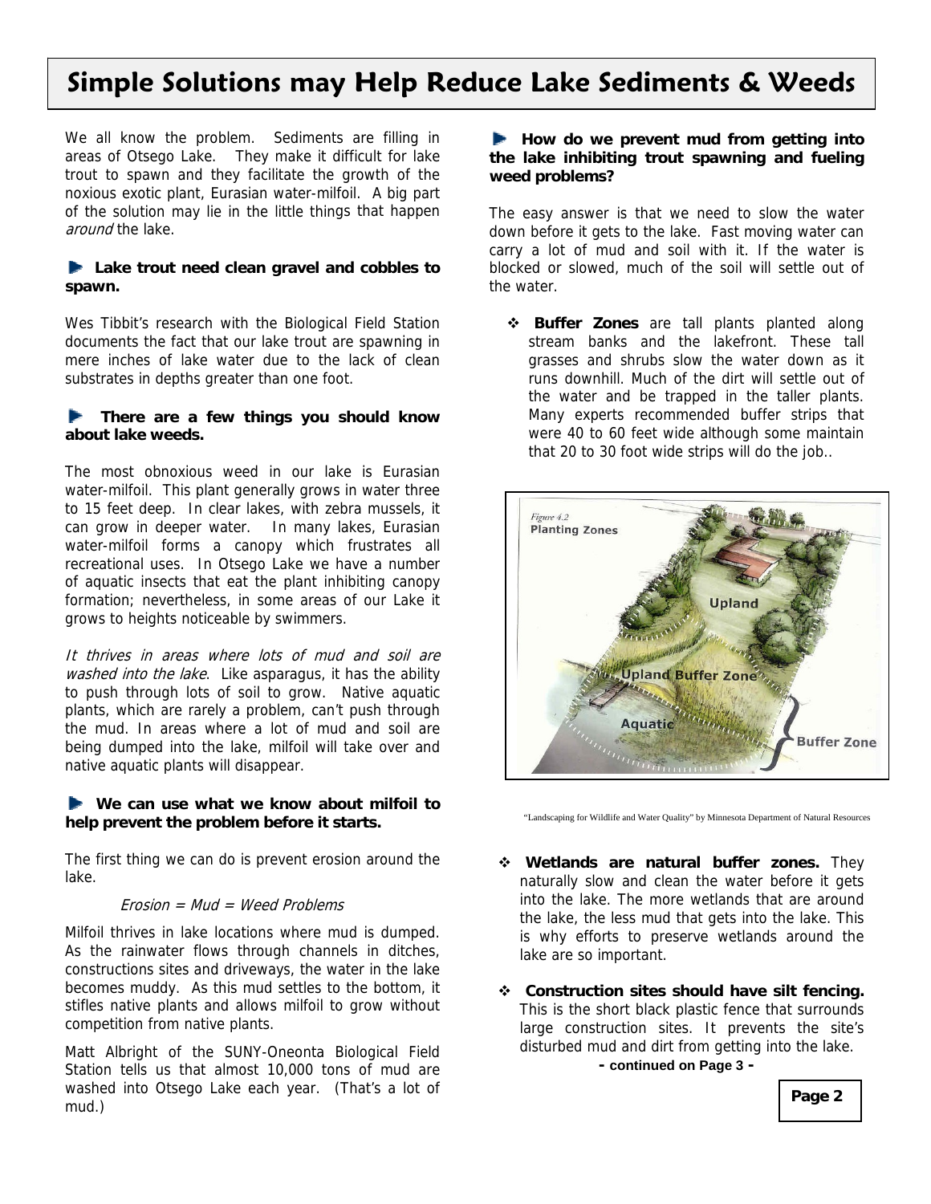# Simple Solutions may Help Reduce Lake Sediments & Weeds

We all know the problem. Sediments are filling in areas of Otsego Lake. They make it difficult for lake trout to spawn and they facilitate the growth of the noxious exotic plant, Eurasian water-milfoil. A big part of the solution may lie in the little things that happen *around* the lake.

**Lake trout need clean gravel and cobbles to spawn.**

Wes Tibbit's research with the Biological Field Station documents the fact that our lake trout are spawning in mere inches of lake water due to the lack of clean substrates in depths greater than one foot.

**There are a few things you should know about lake weeds.**

The most obnoxious weed in our lake is Eurasian water-milfoil. This plant generally grows in water three to 15 feet deep. In clear lakes, with zebra mussels, it can grow in deeper water. In many lakes, Eurasian water-milfoil forms a canopy which frustrates all recreational uses. In Otsego Lake we have a number of aquatic insects that eat the plant inhibiting canopy formation; nevertheless, in some areas of our Lake it grows to heights noticeable by swimmers.

*It thrives in areas where lots of mud and soil are washed into the lake*. Like asparagus, it has the ability to push through lots of soil to grow. Native aquatic plants, which are rarely a problem, can't push through the mud. In areas where a lot of mud and soil are being dumped into the lake, milfoil will take over and native aquatic plants will disappear.

**We can use what we know about milfoil to help prevent the problem before it starts.**

The first thing we can do is prevent erosion around the lake.

*Erosion = Mud = Weed Problems*

Milfoil thrives in lake locations where mud is dumped. As the rainwater flows through channels in ditches, constructions sites and driveways, the water in the lake becomes muddy. As this mud settles to the bottom, it stifles native plants and allows milfoil to grow without competition from native plants.

Matt Albright of the SUNY-Oneonta Biological Field Station tells us that almost 10,000 tons of mud are washed into Otsego Lake each year. (That's a lot of mud.)

**How do we prevent mud from getting into the lake inhibiting trout spawning and fueling weed problems?**

The easy answer is that we need to slow the water down before it gets to the lake. Fast moving water can carry a lot of mud and soil with it. If the water is blocked or slowed, much of the soil will settle out of the water.

- **Buffer Zones** are tall plants planted along stream banks and the lakefront. These tall grasses and shrubs slow the water down as it runs downhill. Much of the dirt will settle out of the water and be trapped in the taller plants. Many experts recommended buffer strips that were 40 to 60 feet wide although some maintain that 20 to 30 foot wide strips will do the job..

Figure 4.2 Planting Zones

"Landscaping for Wildlife and Water Quality" by Minnesota Department of Natural Resources

- **Wetlands are natural buffer zones.** They naturally slow and clean the water before it gets into the lake. The more wetlands that are around the lake, the less mud that gets into the lake. This is why efforts to preserve wetlands around the lake are so important.
- **Construction sites should have silt fencing.** This is the short black plastic fence that surrounds large construction sites. It prevents the site's disturbed mud and dirt from getting into the lake.

**- continued on Page 3 -**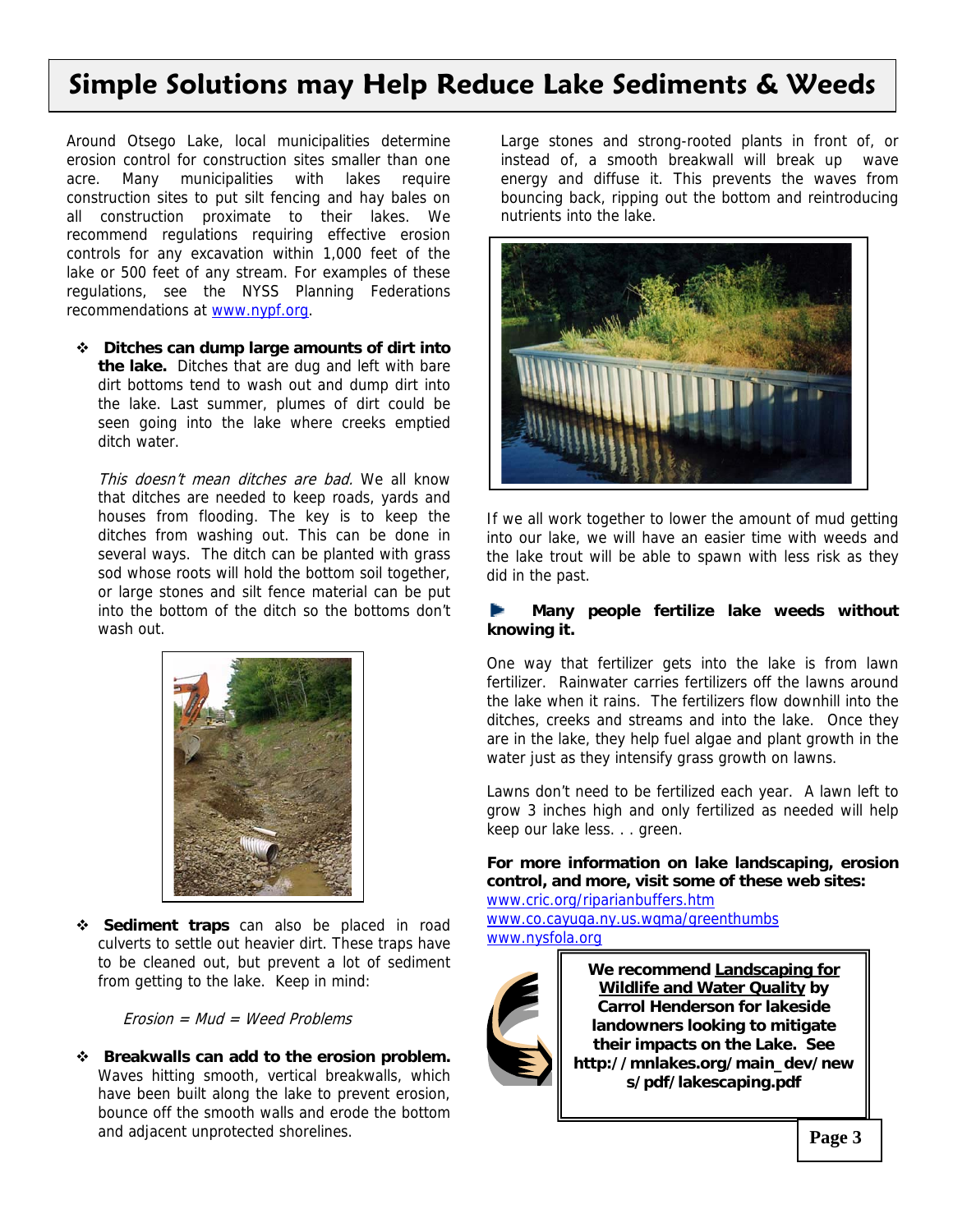# Simple Solutions may Help Reduce Lake Sediments & Weeds

Around Otsego Lake, local municipalities determine erosion control for construction sites smaller than one acre. Many municipalities with lakes require construction sites to put silt fencing and hay bales on all construction proximate to their lakes. We recommend regulations requiring effective erosion controls for any excavation within 1,000 feet of the lake or 500 feet of any stream. For examples of these regulations, see the NYSS Planning Federations recommendations at www.nypf.org.

- **Ditches can dump large amounts of dirt into the lake.** Ditches that are dug and left with bare dirt bottoms tend to wash out and dump dirt into the lake. Last summer, plumes of dirt could be seen going into the lake where creeks emptied ditch water.

  *This doesn't mean ditches are bad.* We all know that ditches are needed to keep roads, yards and houses from flooding. The key is to keep the ditches from washing out. This can be done in several ways. The ditch can be planted with grass sod whose roots will hold the bottom soil together, or large stones and silt fence material can be put into the bottom of the ditch so the bottoms don't wash out.

- **Sediment traps** can also be placed in road culverts to settle out heavier dirt. These traps have to be cleaned out, but prevent a lot of sediment from getting to the lake. Keep in mind:

  *Erosion = Mud = Weed Problems*

- **Breakwalls can add to the erosion problem.** Waves hitting smooth, vertical breakwalls, which have been built along the lake to prevent erosion, bounce off the smooth walls and erode the bottom and adjacent unprotected shorelines.

  Large stones and strong-rooted plants in front of, or instead of, a smooth breakwall will break up wave energy and diffuse it. This prevents the waves from bouncing back, ripping out the bottom and reintroducing nutrients into the lake.

If we all work together to lower the amount of mud getting into our lake, we will have an easier time with weeds and the lake trout will be able to spawn with less risk as they did in the past.

**Many people fertilize lake weeds without knowing it.**

One way that fertilizer gets into the lake is from lawn fertilizer. Rainwater carries fertilizers off the lawns around the lake when it rains. The fertilizers flow downhill into the ditches, creeks and streams and into the lake. Once they are in the lake, they help fuel algae and plant growth in the water just as they intensify grass growth on lawns.

Lawns don't need to be fertilized each year. A lawn left to grow 3 inches high and only fertilized as needed will help keep our lake less. . . green.

**For more information on lake landscaping, erosion control, and more, visit some of these web sites:**

www.cric.org/riparianbuffers.htm
www.co.cayuga.ny.us.wqma/greenthumbs
www.nysfola.org

**We recommend Landscaping for Wildlife and Water Quality by Carrol Henderson for lakeside landowners looking to mitigate their impacts on the Lake. See http://mnlakes.org/main_dev/news/pdf/lakescaping.pdf**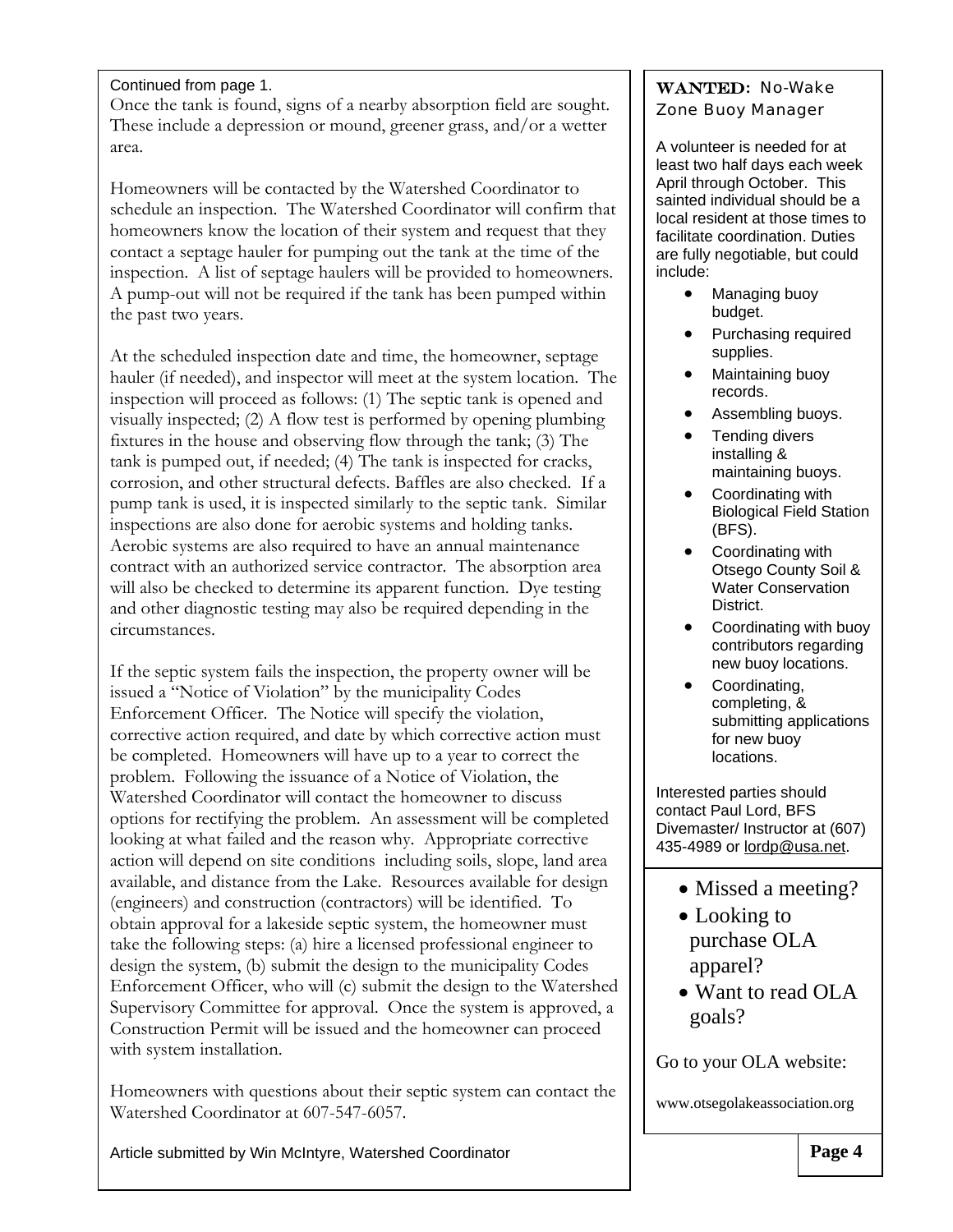Continued from page 1.

Once the tank is found, signs of a nearby absorption field are sought. These include a depression or mound, greener grass, and/or a wetter area.

Homeowners will be contacted by the Watershed Coordinator to schedule an inspection. The Watershed Coordinator will confirm that homeowners know the location of their system and request that they contact a septage hauler for pumping out the tank at the time of the inspection. A list of septage haulers will be provided to homeowners. A pump-out will not be required if the tank has been pumped within the past two years.

At the scheduled inspection date and time, the homeowner, septage hauler (if needed), and inspector will meet at the system location. The inspection will proceed as follows: (1) The septic tank is opened and visually inspected; (2) A flow test is performed by opening plumbing fixtures in the house and observing flow through the tank; (3) The tank is pumped out, if needed; (4) The tank is inspected for cracks, corrosion, and other structural defects. Baffles are also checked. If a pump tank is used, it is inspected similarly to the septic tank. Similar inspections are also done for aerobic systems and holding tanks. Aerobic systems are also required to have an annual maintenance contract with an authorized service contractor. The absorption area will also be checked to determine its apparent function. Dye testing and other diagnostic testing may also be required depending in the circumstances.

If the septic system fails the inspection, the property owner will be issued a "Notice of Violation" by the municipality Codes Enforcement Officer. The Notice will specify the violation, corrective action required, and date by which corrective action must be completed. Homeowners will have up to a year to correct the problem. Following the issuance of a Notice of Violation, the Watershed Coordinator will contact the homeowner to discuss options for rectifying the problem. An assessment will be completed looking at what failed and the reason why. Appropriate corrective action will depend on site conditions including soils, slope, land area available, and distance from the Lake. Resources available for design (engineers) and construction (contractors) will be identified. To obtain approval for a lakeside septic system, the homeowner must take the following steps: (a) hire a licensed professional engineer to design the system, (b) submit the design to the municipality Codes Enforcement Officer, who will (c) submit the design to the Watershed Supervisory Committee for approval. Once the system is approved, a Construction Permit will be issued and the homeowner can proceed with system installation.

Homeowners with questions about their septic system can contact the Watershed Coordinator at 607-547-6057.

Article submitted by Win McIntyre, Watershed Coordinator

## WANTED: No-Wake Zone Buoy Manager

A volunteer is needed for at least two half days each week April through October. This sainted individual should be a local resident at those times to facilitate coordination. Duties are fully negotiable, but could include:

- Managing buoy budget.
- Purchasing required supplies.
- Maintaining buoy records.
- Assembling buoys.
- Tending divers installing & maintaining buoys.
- Coordinating with Biological Field Station (BFS).
- Coordinating with Otsego County Soil & Water Conservation District.
- Coordinating with buoy contributors regarding new buoy locations.
- Coordinating, completing, & submitting applications for new buoy locations.

Interested parties should contact Paul Lord, BFS Divemaster/ Instructor at (607) 435-4989 or lordp@usa.net.

- Missed a meeting?
- Looking to purchase OLA apparel?
- Want to read OLA goals?

Go to your OLA website:

www.otsegolakeassociation.org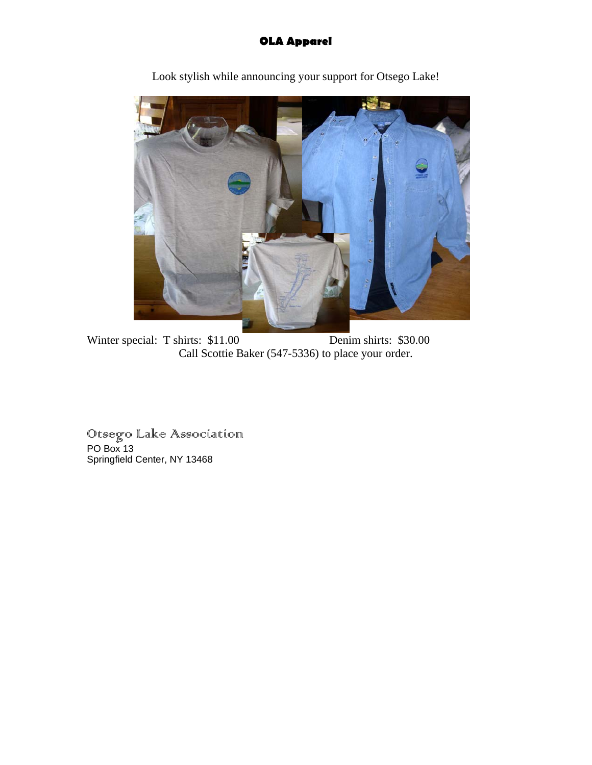# OLA Apparel

Look stylish while announcing your support for Otsego Lake!

Winter special: T shirts: $11.00    Denim shirts: $30.00

Call Scottie Baker (547-5336) to place your order.

Otsego Lake Association
PO Box 13
Springfield Center, NY 13468